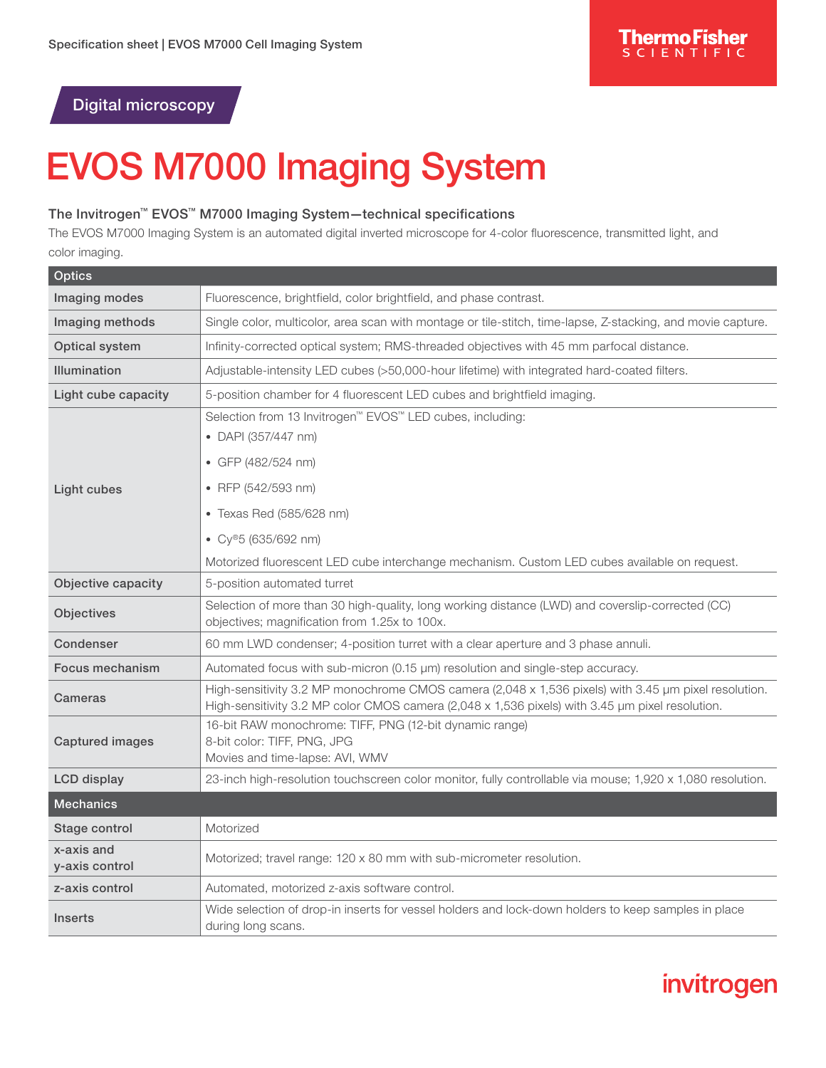Digital microscopy

# EVOS M7000 Imaging System

## The Invitrogen™ EVOS™ M7000 Imaging System—technical specifications

The EVOS M7000 Imaging System is an automated digital inverted microscope for 4-color fluorescence, transmitted light, and color imaging.

| Optics | |
|---|---|
| Imaging modes | Fluorescence, brightfield, color brightfield, and phase contrast. |
| Imaging methods | Single color, multicolor, area scan with montage or tile-stitch, time-lapse, Z-stacking, and movie capture. |
| Optical system | Infinity-corrected optical system; RMS-threaded objectives with 45 mm parfocal distance. |
| Illumination | Adjustable-intensity LED cubes (>50,000-hour lifetime) with integrated hard-coated filters. |
| Light cube capacity | 5-position chamber for 4 fluorescent LED cubes and brightfield imaging. |
| Light cubes | Selection from 13 Invitrogen™ EVOS™ LED cubes, including: • DAPI (357/447 nm) • GFP (482/524 nm) • RFP (542/593 nm) • Texas Red (585/628 nm) • Cy®5 (635/692 nm) Motorized fluorescent LED cube interchange mechanism. Custom LED cubes available on request. |
| Objective capacity | 5-position automated turret |
| Objectives | Selection of more than 30 high-quality, long working distance (LWD) and coverslip-corrected (CC) objectives; magnification from 1.25x to 100x. |
| Condenser | 60 mm LWD condenser; 4-position turret with a clear aperture and 3 phase annuli. |
| Focus mechanism | Automated focus with sub-micron (0.15 µm) resolution and single-step accuracy. |
| Cameras | High-sensitivity 3.2 MP monochrome CMOS camera (2,048 x 1,536 pixels) with 3.45 µm pixel resolution. High-sensitivity 3.2 MP color CMOS camera (2,048 x 1,536 pixels) with 3.45 µm pixel resolution. |
| Captured images | 16-bit RAW monochrome: TIFF, PNG (12-bit dynamic range) 8-bit color: TIFF, PNG, JPG Movies and time-lapse: AVI, WMV |
| LCD display | 23-inch high-resolution touchscreen color monitor, fully controllable via mouse; 1,920 x 1,080 resolution. |
| **Mechanics** | |
| Stage control | Motorized |
| x-axis and y-axis control | Motorized; travel range: 120 x 80 mm with sub-micrometer resolution. |
| z-axis control | Automated, motorized z-axis software control. |
| Inserts | Wide selection of drop-in inserts for vessel holders and lock-down holders to keep samples in place during long scans. |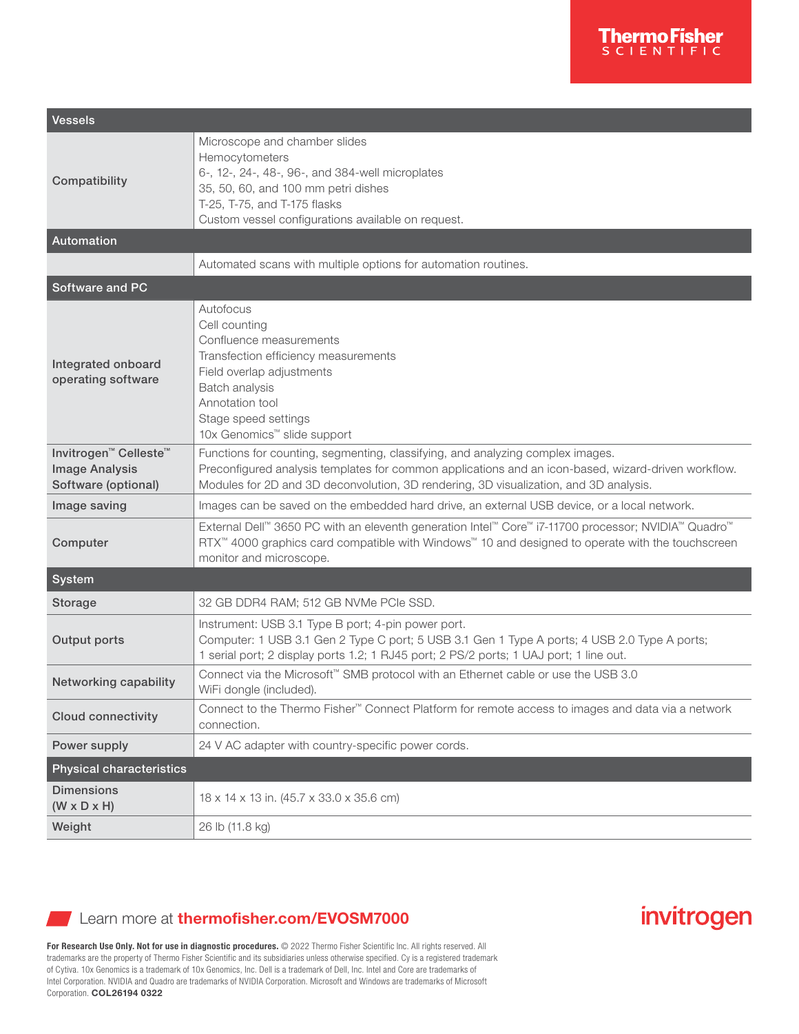| | |
|---|---|
| **Vessels** | |
| Compatibility | Microscope and chamber slides<br>Hemocytometers<br>6-, 12-, 24-, 48-, 96-, and 384-well microplates<br>35, 50, 60, and 100 mm petri dishes<br>T-25, T-75, and T-175 flasks<br>Custom vessel configurations available on request. |
| **Automation** | |
| | Automated scans with multiple options for automation routines. |
| **Software and PC** | |
| Integrated onboard operating software | Autofocus<br>Cell counting<br>Confluence measurements<br>Transfection efficiency measurements<br>Field overlap adjustments<br>Batch analysis<br>Annotation tool<br>Stage speed settings<br>10x Genomics™ slide support |
| Invitrogen™ Celleste™ Image Analysis Software (optional) | Functions for counting, segmenting, classifying, and analyzing complex images.<br>Preconfigured analysis templates for common applications and an icon-based, wizard-driven workflow.<br>Modules for 2D and 3D deconvolution, 3D rendering, 3D visualization, and 3D analysis. |
| Image saving | Images can be saved on the embedded hard drive, an external USB device, or a local network. |
| Computer | External Dell™ 3650 PC with an eleventh generation Intel™ Core™ i7-11700 processor; NVIDIA™ Quadro™ RTX™ 4000 graphics card compatible with Windows™ 10 and designed to operate with the touchscreen monitor and microscope. |
| **System** | |
| Storage | 32 GB DDR4 RAM; 512 GB NVMe PCIe SSD. |
| Output ports | Instrument: USB 3.1 Type B port; 4-pin power port.<br>Computer: 1 USB 3.1 Gen 2 Type C port; 5 USB 3.1 Gen 1 Type A ports; 4 USB 2.0 Type A ports; 1 serial port; 2 display ports 1.2; 1 RJ45 port; 2 PS/2 ports; 1 UAJ port; 1 line out. |
| Networking capability | Connect via the Microsoft™ SMB protocol with an Ethernet cable or use the USB 3.0 WiFi dongle (included). |
| Cloud connectivity | Connect to the Thermo Fisher™ Connect Platform for remote access to images and data via a network connection. |
| Power supply | 24 V AC adapter with country-specific power cords. |
| **Physical characteristics** | |
| Dimensions (W x D x H) | 18 x 14 x 13 in. (45.7 x 33.0 x 35.6 cm) |
| Weight | 26 lb (11.8 kg) |

Learn more at **thermofisher.com/EVOSM7000**

**For Research Use Only. Not for use in diagnostic procedures.** © 2022 Thermo Fisher Scientific Inc. All rights reserved. All trademarks are the property of Thermo Fisher Scientific and its subsidiaries unless otherwise specified. Cy is a registered trademark of Cytiva. 10x Genomics is a trademark of 10x Genomics, Inc. Dell is a trademark of Dell, Inc. Intel and Core are trademarks of Intel Corporation. NVIDIA and Quadro are trademarks of NVIDIA Corporation. Microsoft and Windows are trademarks of Microsoft Corporation. **COL26194 0322**